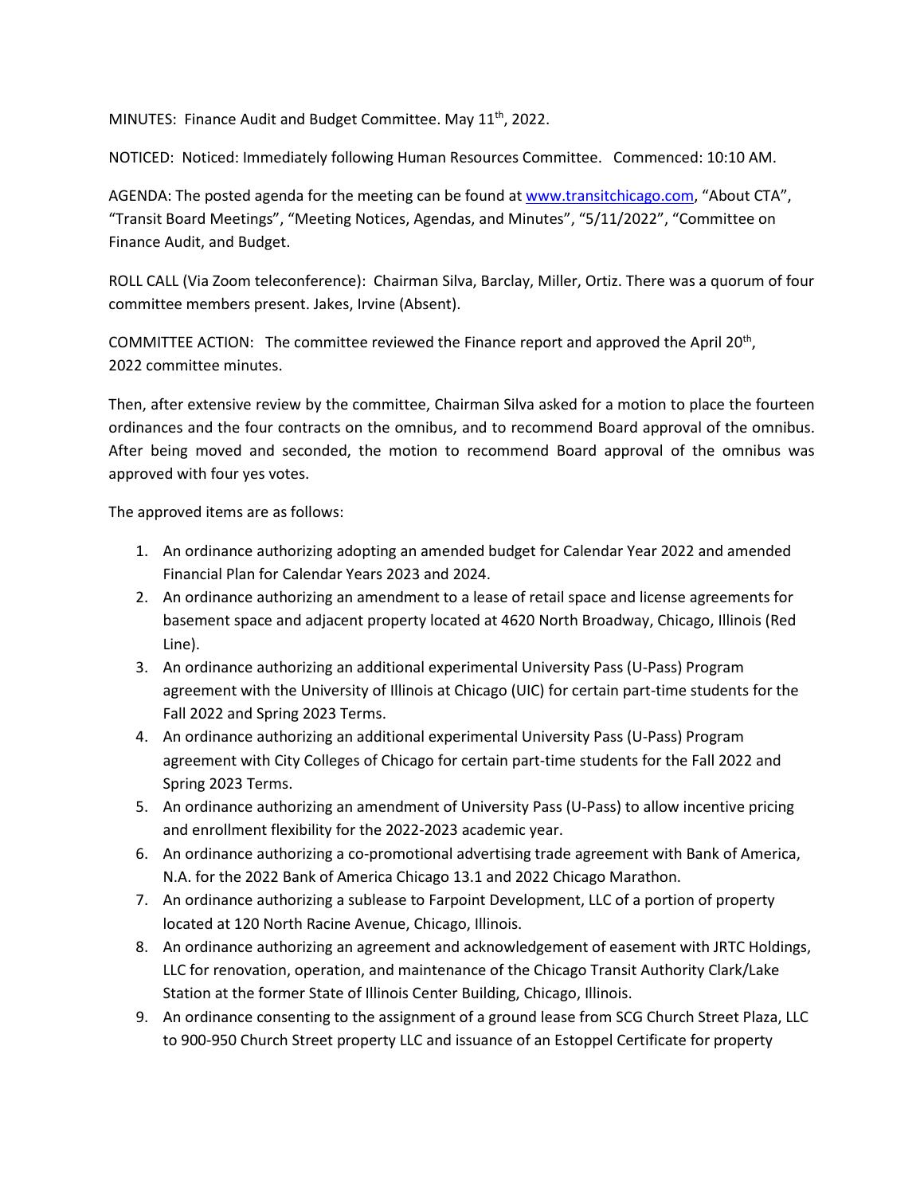MINUTES: Finance Audit and Budget Committee. May 11th, 2022.

NOTICED: Noticed: Immediately following Human Resources Committee. Commenced: 10:10 AM.

AGENDA: The posted agenda for the meeting can be found at www.transitchicago.com, "About CTA", "Transit Board Meetings", "Meeting Notices, Agendas, and Minutes", "5/11/2022", "Committee on Finance Audit, and Budget.

ROLL CALL (Via Zoom teleconference): Chairman Silva, Barclay, Miller, Ortiz. There was a quorum of four committee members present. Jakes, Irvine (Absent).

COMMITTEE ACTION: The committee reviewed the Finance report and approved the April 20th, 2022 committee minutes.

Then, after extensive review by the committee, Chairman Silva asked for a motion to place the fourteen ordinances and the four contracts on the omnibus, and to recommend Board approval of the omnibus. After being moved and seconded, the motion to recommend Board approval of the omnibus was approved with four yes votes.

The approved items are as follows:

1. An ordinance authorizing adopting an amended budget for Calendar Year 2022 and amended Financial Plan for Calendar Years 2023 and 2024.
2. An ordinance authorizing an amendment to a lease of retail space and license agreements for basement space and adjacent property located at 4620 North Broadway, Chicago, Illinois (Red Line).
3. An ordinance authorizing an additional experimental University Pass (U-Pass) Program agreement with the University of Illinois at Chicago (UIC) for certain part-time students for the Fall 2022 and Spring 2023 Terms.
4. An ordinance authorizing an additional experimental University Pass (U-Pass) Program agreement with City Colleges of Chicago for certain part-time students for the Fall 2022 and Spring 2023 Terms.
5. An ordinance authorizing an amendment of University Pass (U-Pass) to allow incentive pricing and enrollment flexibility for the 2022-2023 academic year.
6. An ordinance authorizing a co-promotional advertising trade agreement with Bank of America, N.A. for the 2022 Bank of America Chicago 13.1 and 2022 Chicago Marathon.
7. An ordinance authorizing a sublease to Farpoint Development, LLC of a portion of property located at 120 North Racine Avenue, Chicago, Illinois.
8. An ordinance authorizing an agreement and acknowledgement of easement with JRTC Holdings, LLC for renovation, operation, and maintenance of the Chicago Transit Authority Clark/Lake Station at the former State of Illinois Center Building, Chicago, Illinois.
9. An ordinance consenting to the assignment of a ground lease from SCG Church Street Plaza, LLC to 900-950 Church Street property LLC and issuance of an Estoppel Certificate for property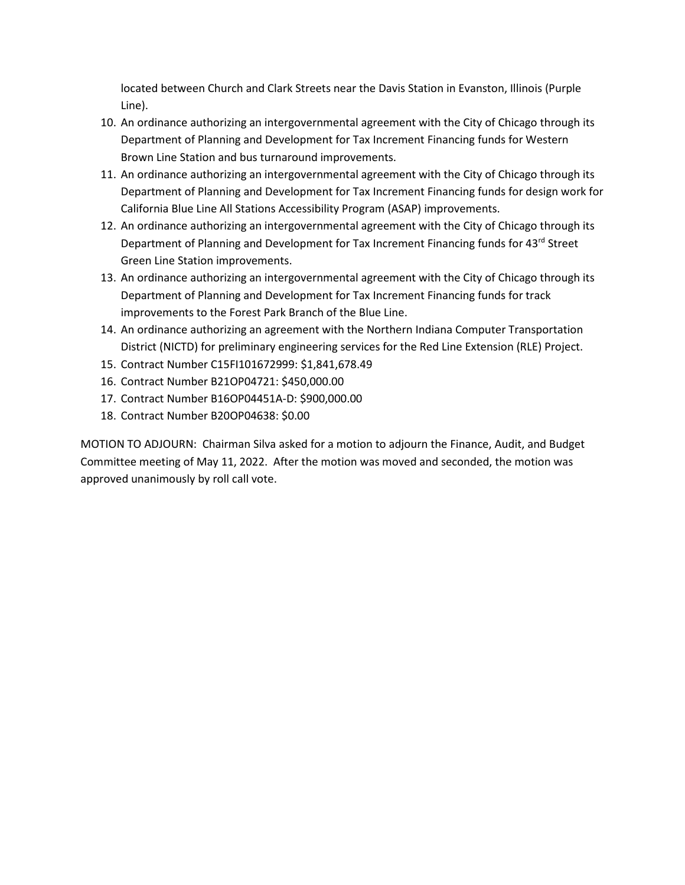located between Church and Clark Streets near the Davis Station in Evanston, Illinois (Purple Line).

10. An ordinance authorizing an intergovernmental agreement with the City of Chicago through its Department of Planning and Development for Tax Increment Financing funds for Western Brown Line Station and bus turnaround improvements.
11. An ordinance authorizing an intergovernmental agreement with the City of Chicago through its Department of Planning and Development for Tax Increment Financing funds for design work for California Blue Line All Stations Accessibility Program (ASAP) improvements.
12. An ordinance authorizing an intergovernmental agreement with the City of Chicago through its Department of Planning and Development for Tax Increment Financing funds for 43rd Street Green Line Station improvements.
13. An ordinance authorizing an intergovernmental agreement with the City of Chicago through its Department of Planning and Development for Tax Increment Financing funds for track improvements to the Forest Park Branch of the Blue Line.
14. An ordinance authorizing an agreement with the Northern Indiana Computer Transportation District (NICTD) for preliminary engineering services for the Red Line Extension (RLE) Project.
15. Contract Number C15FI101672999: $1,841,678.49
16. Contract Number B21OP04721: $450,000.00
17. Contract Number B16OP04451A-D: $900,000.00
18. Contract Number B20OP04638: $0.00

MOTION TO ADJOURN: Chairman Silva asked for a motion to adjourn the Finance, Audit, and Budget Committee meeting of May 11, 2022. After the motion was moved and seconded, the motion was approved unanimously by roll call vote.